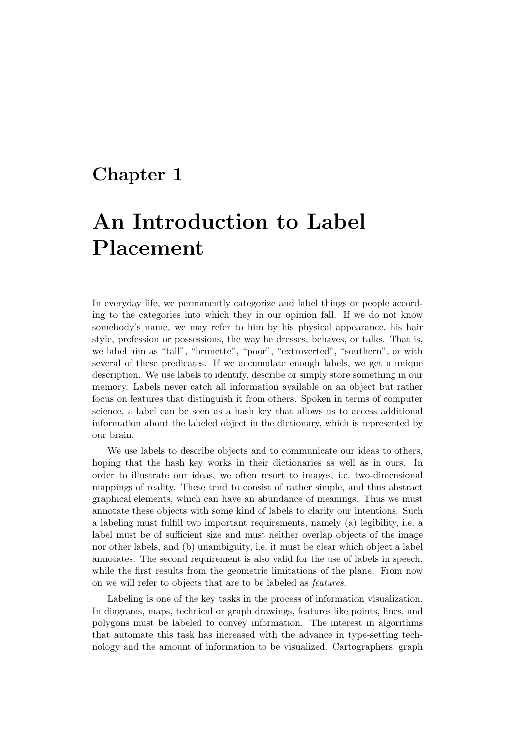# Chapter 1

# An Introduction to Label Placement

In everyday life, we permanently categorize and label things or people according to the categories into which they in our opinion fall. If we do not know somebody's name, we may refer to him by his physical appearance, his hair style, profession or possessions, the way he dresses, behaves, or talks. That is, we label him as "tall", "brunette", "poor", "extroverted", "southern", or with several of these predicates. If we accumulate enough labels, we get a unique description. We use labels to identify, describe or simply store something in our memory. Labels never catch all information available on an object but rather focus on features that distinguish it from others. Spoken in terms of computer science, a label can be seen as a hash key that allows us to access additional information about the labeled object in the dictionary, which is represented by our brain.

We use labels to describe objects and to communicate our ideas to others, hoping that the hash key works in their dictionaries as well as in ours. In order to illustrate our ideas, we often resort to images, i.e. two-dimensional mappings of reality. These tend to consist of rather simple, and thus abstract graphical elements, which can have an abundance of meanings. Thus we must annotate these objects with some kind of labels to clarify our intentions. Such a labeling must fulfill two important requirements, namely (a) legibility, i.e. a label must be of sufficient size and must neither overlap objects of the image nor other labels, and (b) unambiguity, i.e. it must be clear which object a label annotates. The second requirement is also valid for the use of labels in speech, while the first results from the geometric limitations of the plane. From now on we will refer to objects that are to be labeled as *features*.

Labeling is one of the key tasks in the process of information visualization. In diagrams, maps, technical or graph drawings, features like points, lines, and polygons must be labeled to convey information. The interest in algorithms that automate this task has increased with the advance in type-setting technology and the amount of information to be visualized. Cartographers, graph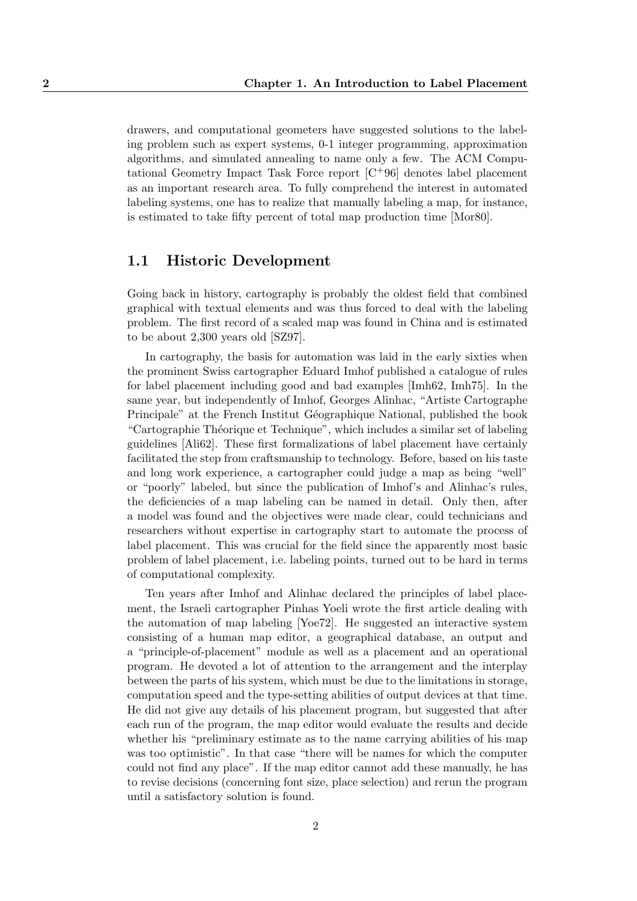drawers, and computational geometers have suggested solutions to the labeling problem such as expert systems, 0-1 integer programming, approximation algorithms, and simulated annealing to name only a few. The ACM Computational Geometry Impact Task Force report [C$^+$96] denotes label placement as an important research area. To fully comprehend the interest in automated labeling systems, one has to realize that manually labeling a map, for instance, is estimated to take fifty percent of total map production time [Mor80].

## 1.1 Historic Development

Going back in history, cartography is probably the oldest field that combined graphical with textual elements and was thus forced to deal with the labeling problem. The first record of a scaled map was found in China and is estimated to be about 2,300 years old [SZ97].

In cartography, the basis for automation was laid in the early sixties when the prominent Swiss cartographer Eduard Imhof published a catalogue of rules for label placement including good and bad examples [Imh62, Imh75]. In the same year, but independently of Imhof, Georges Alinhac, "Artiste Cartographe Principale" at the French Institut Géographique National, published the book "Cartographie Théorique et Technique", which includes a similar set of labeling guidelines [Ali62]. These first formalizations of label placement have certainly facilitated the step from craftsmanship to technology. Before, based on his taste and long work experience, a cartographer could judge a map as being "well" or "poorly" labeled, but since the publication of Imhof's and Alinhac's rules, the deficiencies of a map labeling can be named in detail. Only then, after a model was found and the objectives were made clear, could technicians and researchers without expertise in cartography start to automate the process of label placement. This was crucial for the field since the apparently most basic problem of label placement, i.e. labeling points, turned out to be hard in terms of computational complexity.

Ten years after Imhof and Alinhac declared the principles of label placement, the Israeli cartographer Pinhas Yoeli wrote the first article dealing with the automation of map labeling [Yoe72]. He suggested an interactive system consisting of a human map editor, a geographical database, an output and a "principle-of-placement" module as well as a placement and an operational program. He devoted a lot of attention to the arrangement and the interplay between the parts of his system, which must be due to the limitations in storage, computation speed and the type-setting abilities of output devices at that time. He did not give any details of his placement program, but suggested that after each run of the program, the map editor would evaluate the results and decide whether his "preliminary estimate as to the name carrying abilities of his map was too optimistic". In that case "there will be names for which the computer could not find any place". If the map editor cannot add these manually, he has to revise decisions (concerning font size, place selection) and rerun the program until a satisfactory solution is found.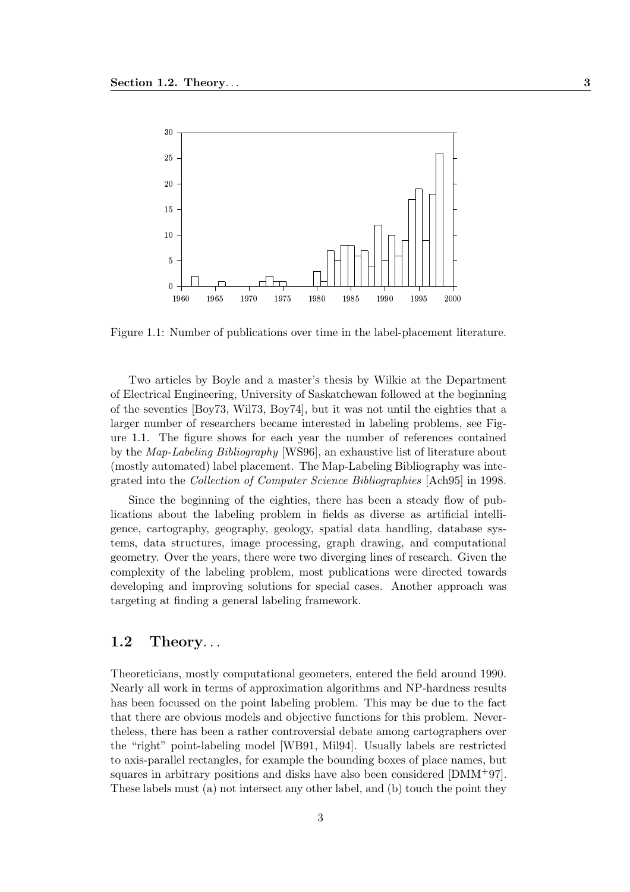Figure 1.1: Number of publications over time in the label-placement literature.

Two articles by Boyle and a master's thesis by Wilkie at the Department of Electrical Engineering, University of Saskatchewan followed at the beginning of the seventies [Boy73, Wil73, Boy74], but it was not until the eighties that a larger number of researchers became interested in labeling problems, see Figure 1.1. The figure shows for each year the number of references contained by the *Map-Labeling Bibliography* [WS96], an exhaustive list of literature about (mostly automated) label placement. The Map-Labeling Bibliography was integrated into the *Collection of Computer Science Bibliographies* [Ach95] in 1998.

Since the beginning of the eighties, there has been a steady flow of publications about the labeling problem in fields as diverse as artificial intelligence, cartography, geography, geology, spatial data handling, database systems, data structures, image processing, graph drawing, and computational geometry. Over the years, there were two diverging lines of research. Given the complexity of the labeling problem, most publications were directed towards developing and improving solutions for special cases. Another approach was targeting at finding a general labeling framework.

## 1.2 Theory...

Theoreticians, mostly computational geometers, entered the field around 1990. Nearly all work in terms of approximation algorithms and NP-hardness results has been focussed on the point labeling problem. This may be due to the fact that there are obvious models and objective functions for this problem. Nevertheless, there has been a rather controversial debate among cartographers over the "right" point-labeling model [WB91, Mil94]. Usually labels are restricted to axis-parallel rectangles, for example the bounding boxes of place names, but squares in arbitrary positions and disks have also been considered [DMM+97]. These labels must (a) not intersect any other label, and (b) touch the point they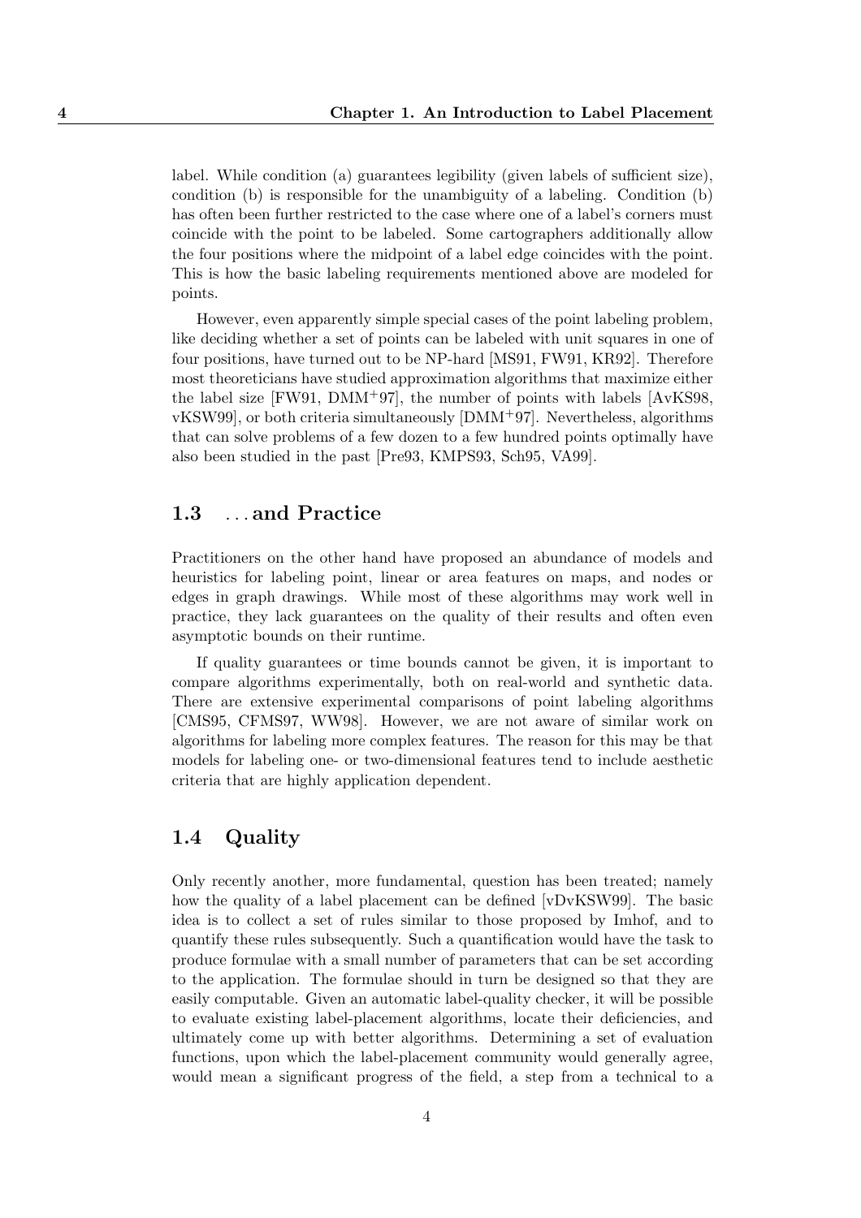label. While condition (a) guarantees legibility (given labels of sufficient size), condition (b) is responsible for the unambiguity of a labeling. Condition (b) has often been further restricted to the case where one of a label's corners must coincide with the point to be labeled. Some cartographers additionally allow the four positions where the midpoint of a label edge coincides with the point. This is how the basic labeling requirements mentioned above are modeled for points.

However, even apparently simple special cases of the point labeling problem, like deciding whether a set of points can be labeled with unit squares in one of four positions, have turned out to be NP-hard [MS91, FW91, KR92]. Therefore most theoreticians have studied approximation algorithms that maximize either the label size [FW91, DMM+97], the number of points with labels [AvKS98, vKSW99], or both criteria simultaneously [DMM+97]. Nevertheless, algorithms that can solve problems of a few dozen to a few hundred points optimally have also been studied in the past [Pre93, KMPS93, Sch95, VA99].

## 1.3 ... and Practice

Practitioners on the other hand have proposed an abundance of models and heuristics for labeling point, linear or area features on maps, and nodes or edges in graph drawings. While most of these algorithms may work well in practice, they lack guarantees on the quality of their results and often even asymptotic bounds on their runtime.

If quality guarantees or time bounds cannot be given, it is important to compare algorithms experimentally, both on real-world and synthetic data. There are extensive experimental comparisons of point labeling algorithms [CMS95, CFMS97, WW98]. However, we are not aware of similar work on algorithms for labeling more complex features. The reason for this may be that models for labeling one- or two-dimensional features tend to include aesthetic criteria that are highly application dependent.

## 1.4 Quality

Only recently another, more fundamental, question has been treated; namely how the quality of a label placement can be defined [vDvKSW99]. The basic idea is to collect a set of rules similar to those proposed by Imhof, and to quantify these rules subsequently. Such a quantification would have the task to produce formulae with a small number of parameters that can be set according to the application. The formulae should in turn be designed so that they are easily computable. Given an automatic label-quality checker, it will be possible to evaluate existing label-placement algorithms, locate their deficiencies, and ultimately come up with better algorithms. Determining a set of evaluation functions, upon which the label-placement community would generally agree, would mean a significant progress of the field, a step from a technical to a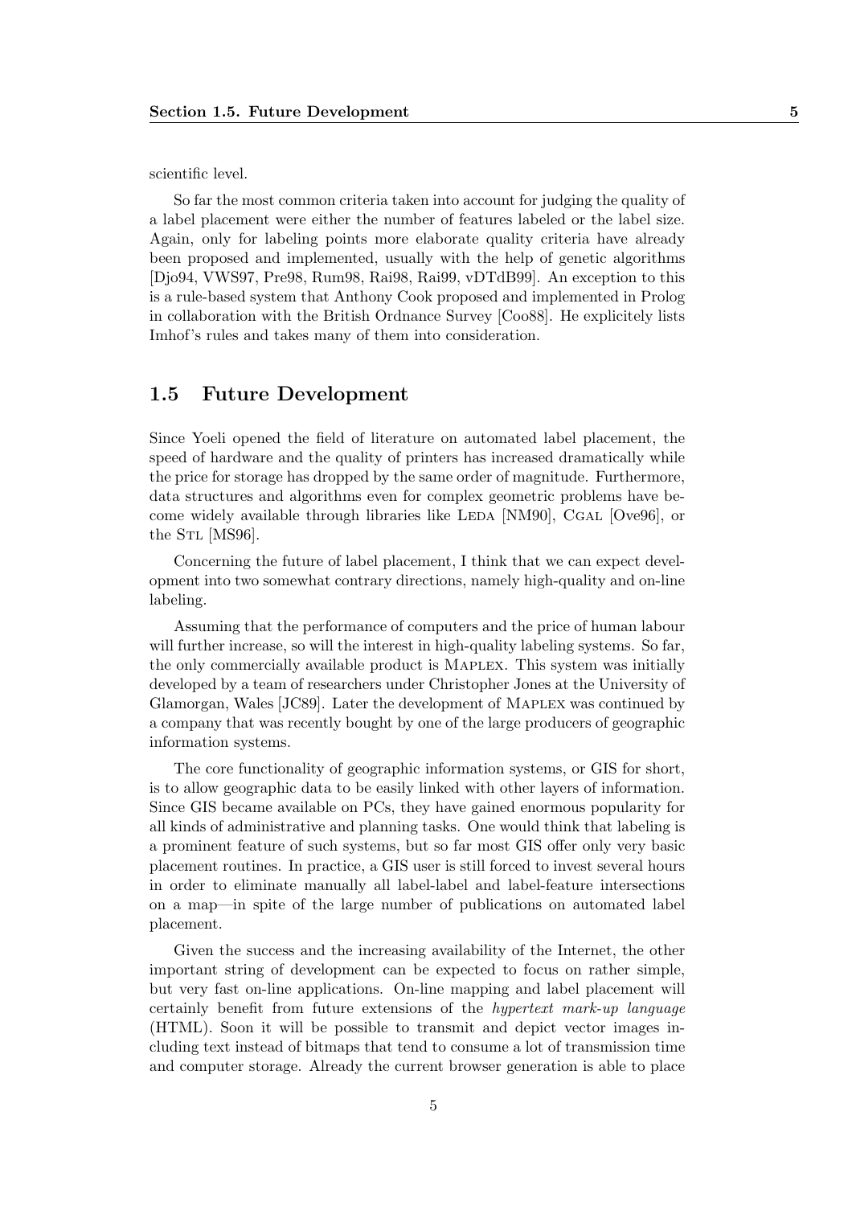scientific level.

So far the most common criteria taken into account for judging the quality of a label placement were either the number of features labeled or the label size. Again, only for labeling points more elaborate quality criteria have already been proposed and implemented, usually with the help of genetic algorithms [Djo94, VWS97, Pre98, Rum98, Rai98, Rai99, vDTdB99]. An exception to this is a rule-based system that Anthony Cook proposed and implemented in Prolog in collaboration with the British Ordnance Survey [Coo88]. He explicitely lists Imhof's rules and takes many of them into consideration.

## 1.5 Future Development

Since Yoeli opened the field of literature on automated label placement, the speed of hardware and the quality of printers has increased dramatically while the price for storage has dropped by the same order of magnitude. Furthermore, data structures and algorithms even for complex geometric problems have become widely available through libraries like LEDA [NM90], CGAL [Ove96], or the STL [MS96].

Concerning the future of label placement, I think that we can expect development into two somewhat contrary directions, namely high-quality and on-line labeling.

Assuming that the performance of computers and the price of human labour will further increase, so will the interest in high-quality labeling systems. So far, the only commercially available product is MAPLEX. This system was initially developed by a team of researchers under Christopher Jones at the University of Glamorgan, Wales [JC89]. Later the development of MAPLEX was continued by a company that was recently bought by one of the large producers of geographic information systems.

The core functionality of geographic information systems, or GIS for short, is to allow geographic data to be easily linked with other layers of information. Since GIS became available on PCs, they have gained enormous popularity for all kinds of administrative and planning tasks. One would think that labeling is a prominent feature of such systems, but so far most GIS offer only very basic placement routines. In practice, a GIS user is still forced to invest several hours in order to eliminate manually all label-label and label-feature intersections on a map—in spite of the large number of publications on automated label placement.

Given the success and the increasing availability of the Internet, the other important string of development can be expected to focus on rather simple, but very fast on-line applications. On-line mapping and label placement will certainly benefit from future extensions of the *hypertext mark-up language* (HTML). Soon it will be possible to transmit and depict vector images including text instead of bitmaps that tend to consume a lot of transmission time and computer storage. Already the current browser generation is able to place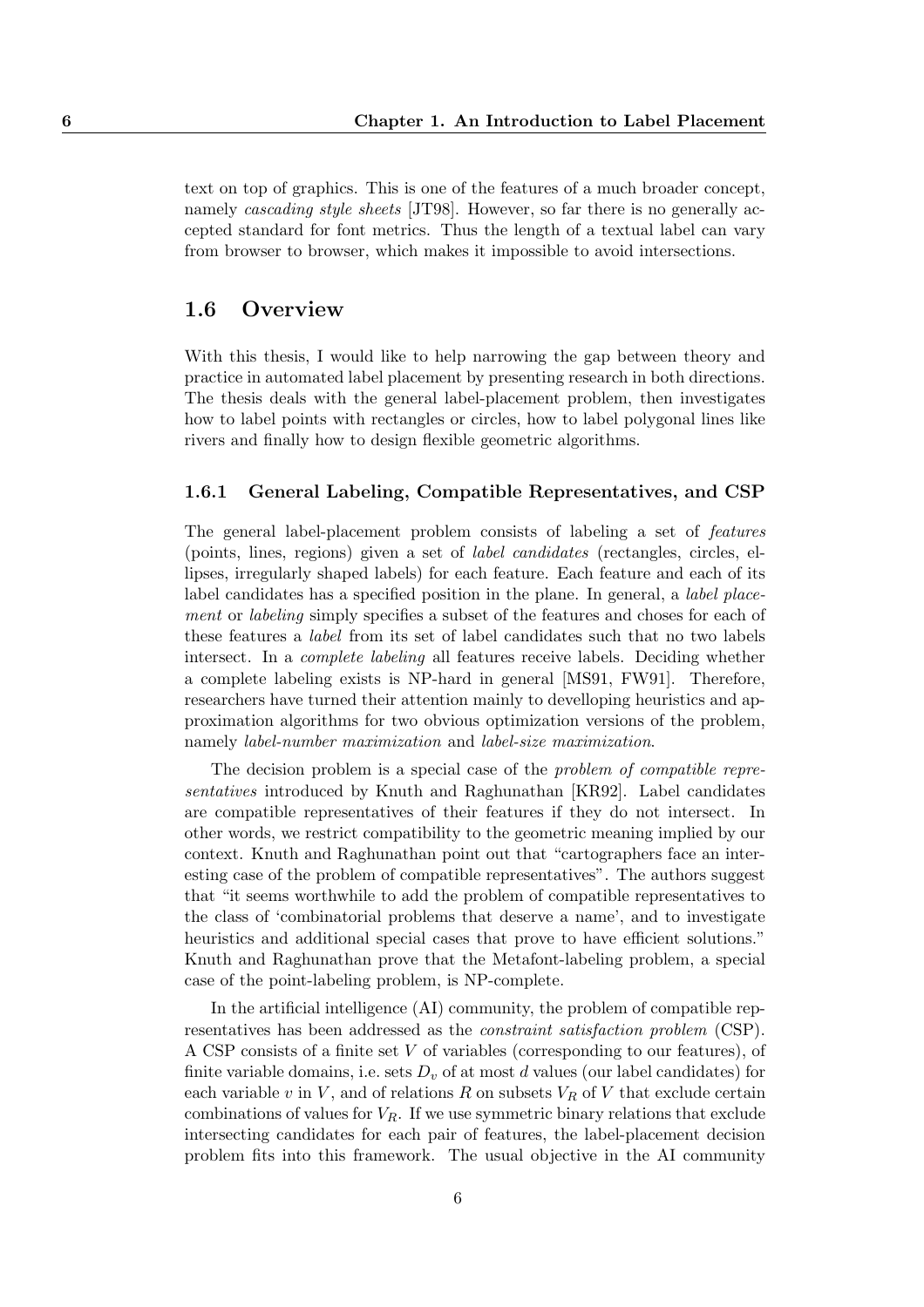text on top of graphics. This is one of the features of a much broader concept, namely *cascading style sheets* [JT98]. However, so far there is no generally accepted standard for font metrics. Thus the length of a textual label can vary from browser to browser, which makes it impossible to avoid intersections.

## 1.6 Overview

With this thesis, I would like to help narrowing the gap between theory and practice in automated label placement by presenting research in both directions. The thesis deals with the general label-placement problem, then investigates how to label points with rectangles or circles, how to label polygonal lines like rivers and finally how to design flexible geometric algorithms.

### 1.6.1 General Labeling, Compatible Representatives, and CSP

The general label-placement problem consists of labeling a set of *features* (points, lines, regions) given a set of *label candidates* (rectangles, circles, ellipses, irregularly shaped labels) for each feature. Each feature and each of its label candidates has a specified position in the plane. In general, a *label placement* or *labeling* simply specifies a subset of the features and choses for each of these features a *label* from its set of label candidates such that no two labels intersect. In a *complete labeling* all features receive labels. Deciding whether a complete labeling exists is NP-hard in general [MS91, FW91]. Therefore, researchers have turned their attention mainly to develloping heuristics and approximation algorithms for two obvious optimization versions of the problem, namely *label-number maximization* and *label-size maximization*.

The decision problem is a special case of the *problem of compatible representatives* introduced by Knuth and Raghunathan [KR92]. Label candidates are compatible representatives of their features if they do not intersect. In other words, we restrict compatibility to the geometric meaning implied by our context. Knuth and Raghunathan point out that "cartographers face an interesting case of the problem of compatible representatives". The authors suggest that "it seems worthwhile to add the problem of compatible representatives to the class of 'combinatorial problems that deserve a name', and to investigate heuristics and additional special cases that prove to have efficient solutions." Knuth and Raghunathan prove that the Metafont-labeling problem, a special case of the point-labeling problem, is NP-complete.

In the artificial intelligence (AI) community, the problem of compatible representatives has been addressed as the *constraint satisfaction problem* (CSP). A CSP consists of a finite set $V$ of variables (corresponding to our features), of finite variable domains, i.e. sets $D_v$ of at most $d$ values (our label candidates) for each variable $v$ in $V$, and of relations $R$ on subsets $V_R$ of $V$ that exclude certain combinations of values for $V_R$. If we use symmetric binary relations that exclude intersecting candidates for each pair of features, the label-placement decision problem fits into this framework. The usual objective in the AI community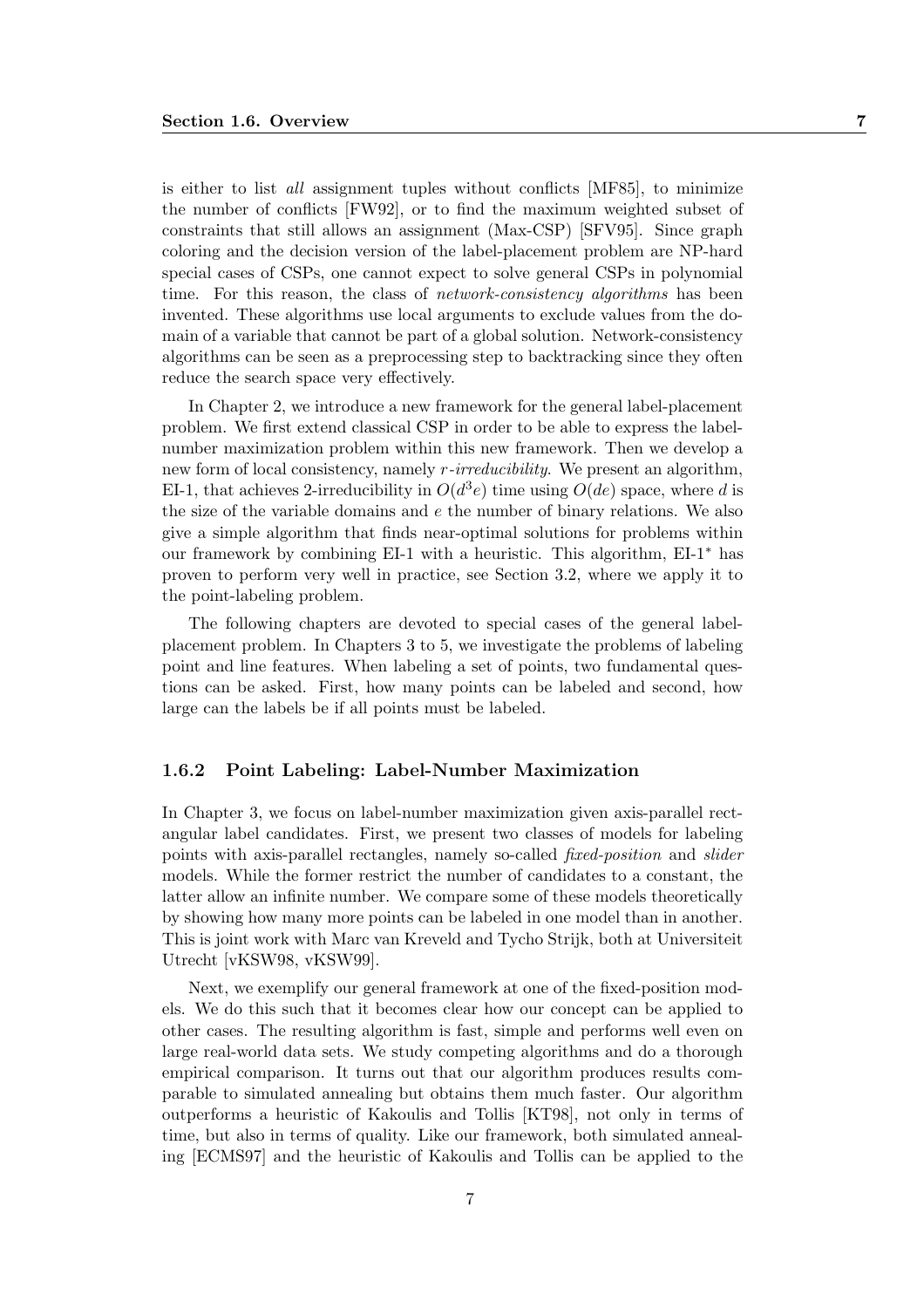is either to list *all* assignment tuples without conflicts [MF85], to minimize the number of conflicts [FW92], or to find the maximum weighted subset of constraints that still allows an assignment (Max-CSP) [SFV95]. Since graph coloring and the decision version of the label-placement problem are NP-hard special cases of CSPs, one cannot expect to solve general CSPs in polynomial time. For this reason, the class of *network-consistency algorithms* has been invented. These algorithms use local arguments to exclude values from the domain of a variable that cannot be part of a global solution. Network-consistency algorithms can be seen as a preprocessing step to backtracking since they often reduce the search space very effectively.

In Chapter 2, we introduce a new framework for the general label-placement problem. We first extend classical CSP in order to be able to express the label-number maximization problem within this new framework. Then we develop a new form of local consistency, namely $r$*-irreducibility*. We present an algorithm, EI-1, that achieves 2-irreducibility in $O(d^3e)$ time using $O(de)$ space, where $d$ is the size of the variable domains and $e$ the number of binary relations. We also give a simple algorithm that finds near-optimal solutions for problems within our framework by combining EI-1 with a heuristic. This algorithm, EI-1$^*$ has proven to perform very well in practice, see Section 3.2, where we apply it to the point-labeling problem.

The following chapters are devoted to special cases of the general label-placement problem. In Chapters 3 to 5, we investigate the problems of labeling point and line features. When labeling a set of points, two fundamental questions can be asked. First, how many points can be labeled and second, how large can the labels be if all points must be labeled.

### 1.6.2 Point Labeling: Label-Number Maximization

In Chapter 3, we focus on label-number maximization given axis-parallel rectangular label candidates. First, we present two classes of models for labeling points with axis-parallel rectangles, namely so-called *fixed-position* and *slider* models. While the former restrict the number of candidates to a constant, the latter allow an infinite number. We compare some of these models theoretically by showing how many more points can be labeled in one model than in another. This is joint work with Marc van Kreveld and Tycho Strijk, both at Universiteit Utrecht [vKSW98, vKSW99].

Next, we exemplify our general framework at one of the fixed-position models. We do this such that it becomes clear how our concept can be applied to other cases. The resulting algorithm is fast, simple and performs well even on large real-world data sets. We study competing algorithms and do a thorough empirical comparison. It turns out that our algorithm produces results comparable to simulated annealing but obtains them much faster. Our algorithm outperforms a heuristic of Kakoulis and Tollis [KT98], not only in terms of time, but also in terms of quality. Like our framework, both simulated annealing [ECMS97] and the heuristic of Kakoulis and Tollis can be applied to the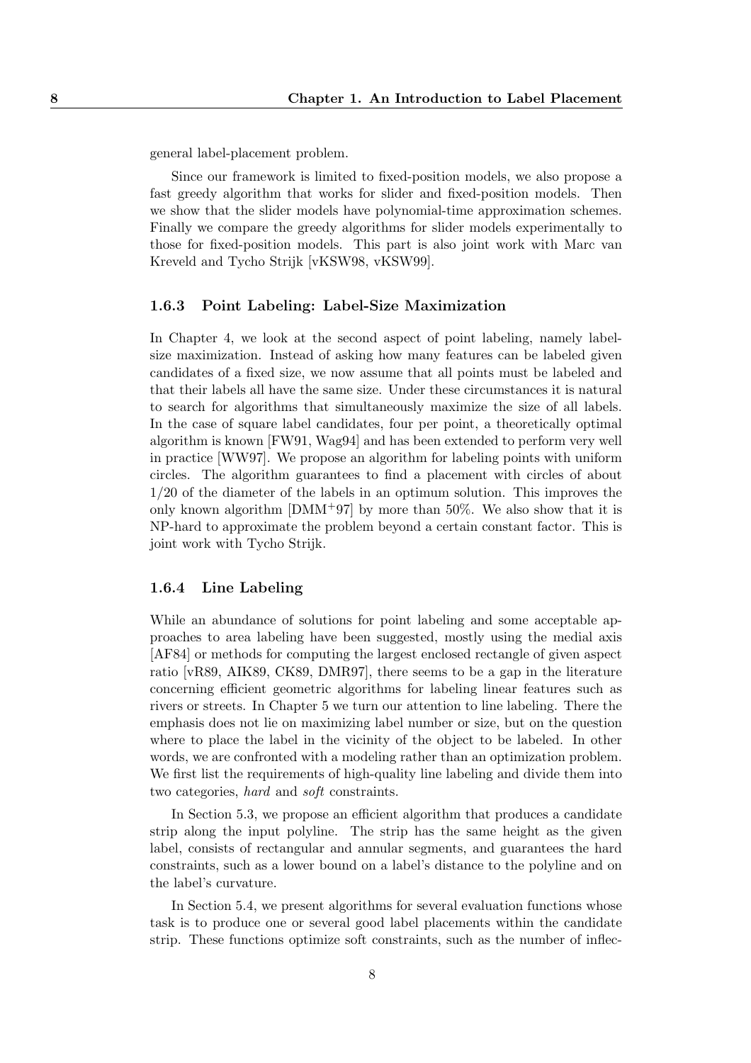general label-placement problem.

Since our framework is limited to fixed-position models, we also propose a fast greedy algorithm that works for slider and fixed-position models. Then we show that the slider models have polynomial-time approximation schemes. Finally we compare the greedy algorithms for slider models experimentally to those for fixed-position models. This part is also joint work with Marc van Kreveld and Tycho Strijk [vKSW98, vKSW99].

### 1.6.3 Point Labeling: Label-Size Maximization

In Chapter 4, we look at the second aspect of point labeling, namely label-size maximization. Instead of asking how many features can be labeled given candidates of a fixed size, we now assume that all points must be labeled and that their labels all have the same size. Under these circumstances it is natural to search for algorithms that simultaneously maximize the size of all labels. In the case of square label candidates, four per point, a theoretically optimal algorithm is known [FW91, Wag94] and has been extended to perform very well in practice [WW97]. We propose an algorithm for labeling points with uniform circles. The algorithm guarantees to find a placement with circles of about 1/20 of the diameter of the labels in an optimum solution. This improves the only known algorithm [DMM+97] by more than 50%. We also show that it is NP-hard to approximate the problem beyond a certain constant factor. This is joint work with Tycho Strijk.

### 1.6.4 Line Labeling

While an abundance of solutions for point labeling and some acceptable approaches to area labeling have been suggested, mostly using the medial axis [AF84] or methods for computing the largest enclosed rectangle of given aspect ratio [vR89, AIK89, CK89, DMR97], there seems to be a gap in the literature concerning efficient geometric algorithms for labeling linear features such as rivers or streets. In Chapter 5 we turn our attention to line labeling. There the emphasis does not lie on maximizing label number or size, but on the question where to place the label in the vicinity of the object to be labeled. In other words, we are confronted with a modeling rather than an optimization problem. We first list the requirements of high-quality line labeling and divide them into two categories, *hard* and *soft* constraints.

In Section 5.3, we propose an efficient algorithm that produces a candidate strip along the input polyline. The strip has the same height as the given label, consists of rectangular and annular segments, and guarantees the hard constraints, such as a lower bound on a label's distance to the polyline and on the label's curvature.

In Section 5.4, we present algorithms for several evaluation functions whose task is to produce one or several good label placements within the candidate strip. These functions optimize soft constraints, such as the number of inflec-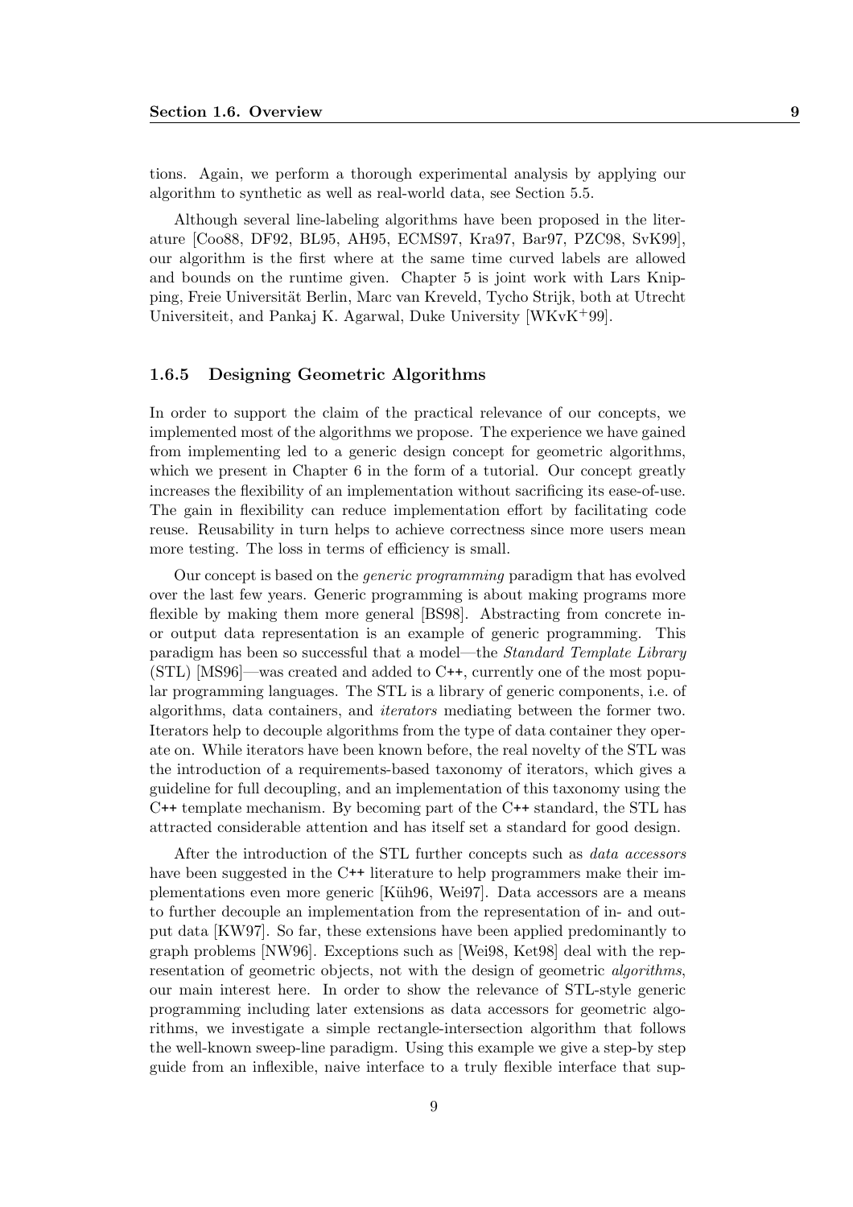tions. Again, we perform a thorough experimental analysis by applying our algorithm to synthetic as well as real-world data, see Section 5.5.

Although several line-labeling algorithms have been proposed in the literature [Coo88, DF92, BL95, AH95, ECMS97, Kra97, Bar97, PZC98, SvK99], our algorithm is the first where at the same time curved labels are allowed and bounds on the runtime given. Chapter 5 is joint work with Lars Knipping, Freie Universität Berlin, Marc van Kreveld, Tycho Strijk, both at Utrecht Universiteit, and Pankaj K. Agarwal, Duke University [WKvK+99].

### 1.6.5 Designing Geometric Algorithms

In order to support the claim of the practical relevance of our concepts, we implemented most of the algorithms we propose. The experience we have gained from implementing led to a generic design concept for geometric algorithms, which we present in Chapter 6 in the form of a tutorial. Our concept greatly increases the flexibility of an implementation without sacrificing its ease-of-use. The gain in flexibility can reduce implementation effort by facilitating code reuse. Reusability in turn helps to achieve correctness since more users mean more testing. The loss in terms of efficiency is small.

Our concept is based on the *generic programming* paradigm that has evolved over the last few years. Generic programming is about making programs more flexible by making them more general [BS98]. Abstracting from concrete in- or output data representation is an example of generic programming. This paradigm has been so successful that a model—the *Standard Template Library* (STL) [MS96]—was created and added to C++, currently one of the most popular programming languages. The STL is a library of generic components, i.e. of algorithms, data containers, and *iterators* mediating between the former two. Iterators help to decouple algorithms from the type of data container they operate on. While iterators have been known before, the real novelty of the STL was the introduction of a requirements-based taxonomy of iterators, which gives a guideline for full decoupling, and an implementation of this taxonomy using the C++ template mechanism. By becoming part of the C++ standard, the STL has attracted considerable attention and has itself set a standard for good design.

After the introduction of the STL further concepts such as *data accessors* have been suggested in the C++ literature to help programmers make their implementations even more generic [Küh96, Wei97]. Data accessors are a means to further decouple an implementation from the representation of in- and output data [KW97]. So far, these extensions have been applied predominantly to graph problems [NW96]. Exceptions such as [Wei98, Ket98] deal with the representation of geometric objects, not with the design of geometric *algorithms*, our main interest here. In order to show the relevance of STL-style generic programming including later extensions as data accessors for geometric algorithms, we investigate a simple rectangle-intersection algorithm that follows the well-known sweep-line paradigm. Using this example we give a step-by step guide from an inflexible, naive interface to a truly flexible interface that sup-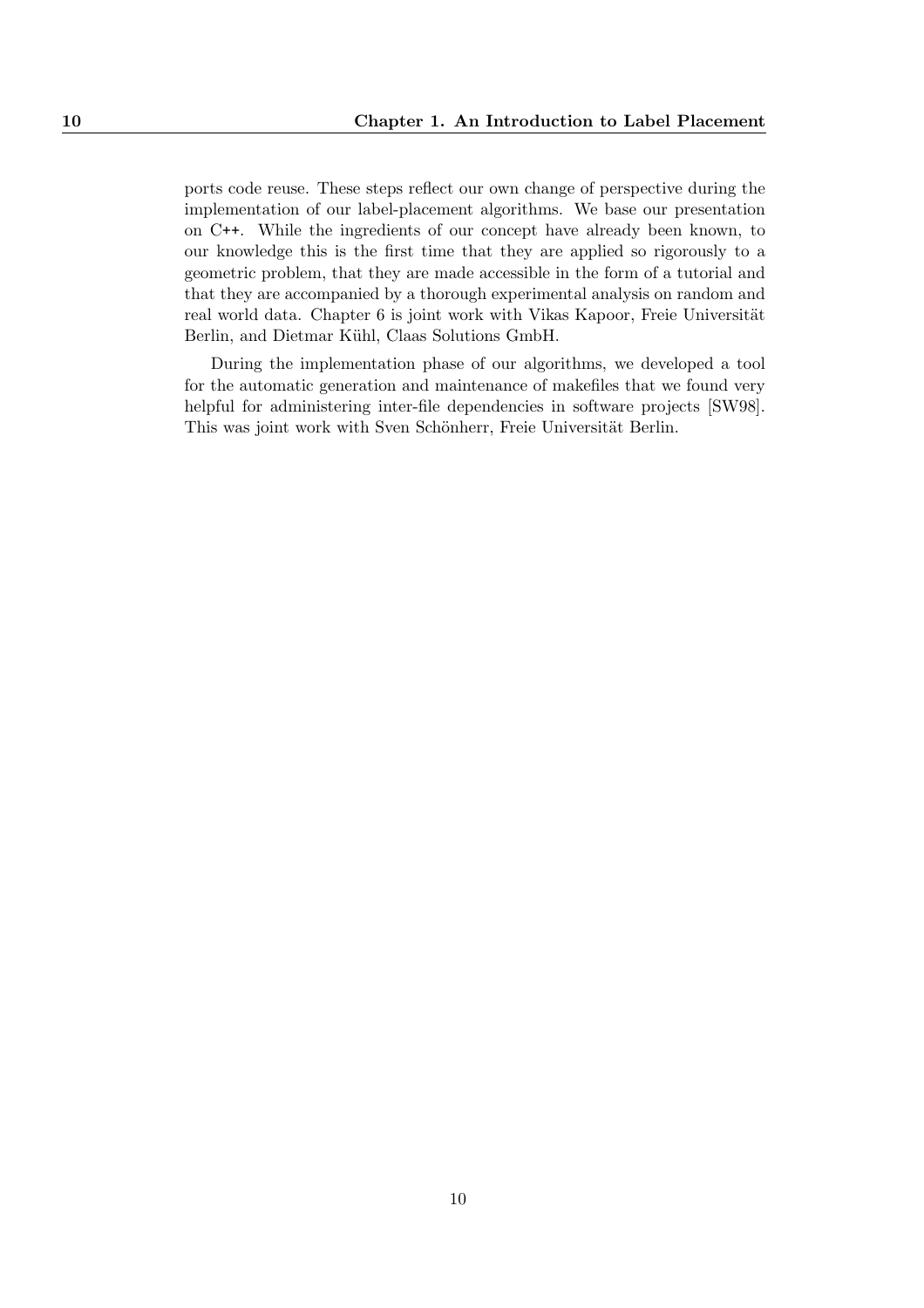ports code reuse. These steps reflect our own change of perspective during the implementation of our label-placement algorithms. We base our presentation on C++. While the ingredients of our concept have already been known, to our knowledge this is the first time that they are applied so rigorously to a geometric problem, that they are made accessible in the form of a tutorial and that they are accompanied by a thorough experimental analysis on random and real world data. Chapter 6 is joint work with Vikas Kapoor, Freie Universität Berlin, and Dietmar Kühl, Claas Solutions GmbH.

During the implementation phase of our algorithms, we developed a tool for the automatic generation and maintenance of makefiles that we found very helpful for administering inter-file dependencies in software projects [SW98]. This was joint work with Sven Schönherr, Freie Universität Berlin.